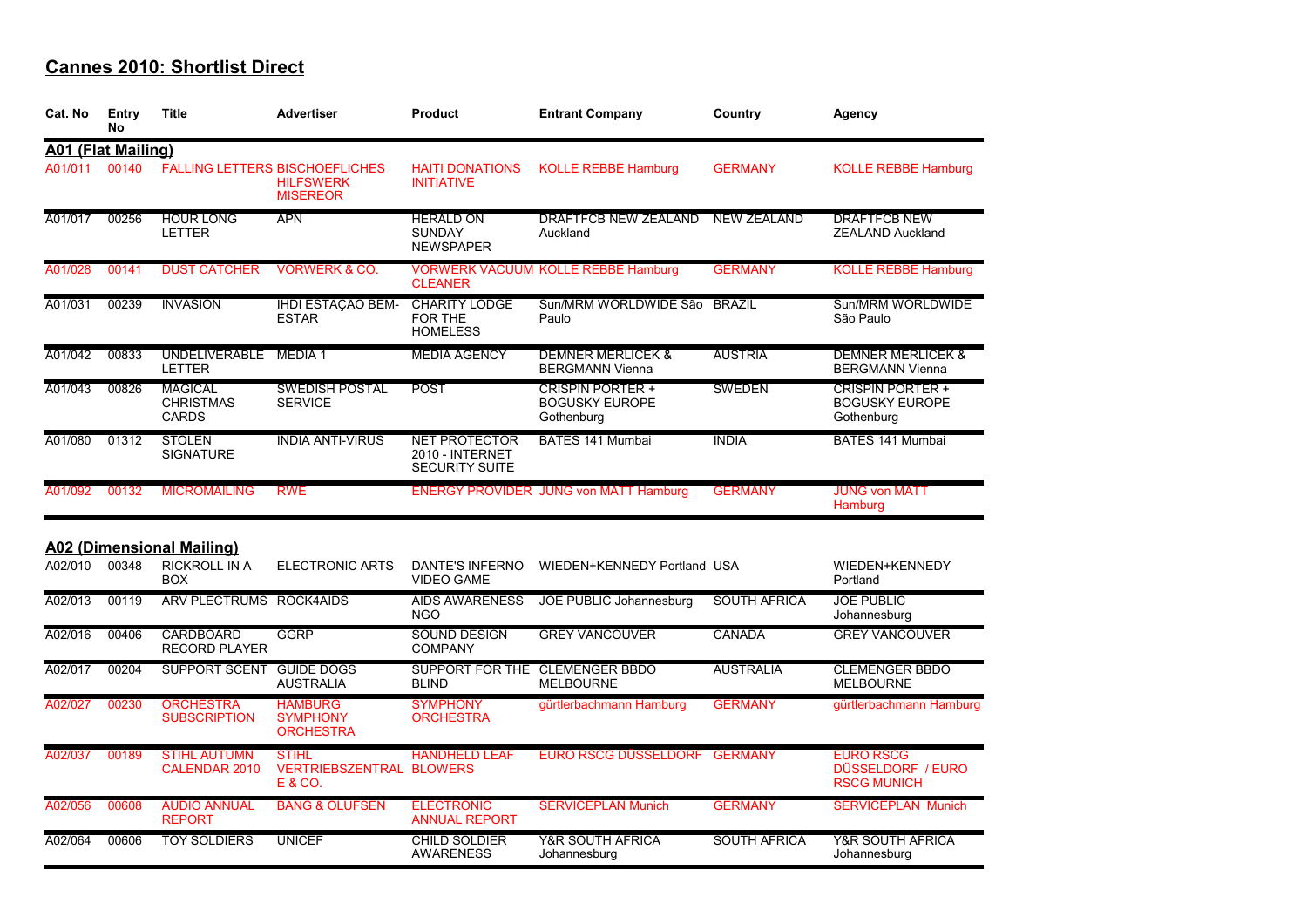## Cannes 2010: Shortlist Direct

| Cat. No | Entry No | Title | Advertiser | Product | Entrant Company | Country | Agency |
|---|---|---|---|---|---|---|---|
| **A01 (Flat Mailing)** | | | | | | | |
| A01/011 | 00140 | FALLING LETTERS | BISCHOEFLICHES HILFSWERK MISEREOR | HAITI DONATIONS INITIATIVE | KOLLE REBBE Hamburg | GERMANY | KOLLE REBBE Hamburg |
| A01/017 | 00256 | HOUR LONG LETTER | APN | HERALD ON SUNDAY NEWSPAPER | DRAFTFCB NEW ZEALAND Auckland | NEW ZEALAND | DRAFTFCB NEW ZEALAND Auckland |
| A01/028 | 00141 | DUST CATCHER | VORWERK & CO. | VORWERK VACUUM CLEANER | KOLLE REBBE Hamburg | GERMANY | KOLLE REBBE Hamburg |
| A01/031 | 00239 | INVASION | IHDI ESTAÇAO BEM-ESTAR | CHARITY LODGE FOR THE HOMELESS | Sun/MRM WORLDWIDE São Paulo | BRAZIL | Sun/MRM WORLDWIDE São Paulo |
| A01/042 | 00833 | UNDELIVERABLE LETTER | MEDIA 1 | MEDIA AGENCY | DEMNER MERLICEK & BERGMANN Vienna | AUSTRIA | DEMNER MERLICEK & BERGMANN Vienna |
| A01/043 | 00826 | MAGICAL CHRISTMAS CARDS | SWEDISH POSTAL SERVICE | POST | CRISPIN PORTER + BOGUSKY EUROPE Gothenburg | SWEDEN | CRISPIN PORTER + BOGUSKY EUROPE Gothenburg |
| A01/080 | 01312 | STOLEN SIGNATURE | INDIA ANTI-VIRUS | NET PROTECTOR 2010 - INTERNET SECURITY SUITE | BATES 141 Mumbai | INDIA | BATES 141 Mumbai |
| A01/092 | 00132 | MICROMAILING | RWE | ENERGY PROVIDER | JUNG von MATT Hamburg | GERMANY | JUNG von MATT Hamburg |
| **A02 (Dimensional Mailing)** | | | | | | | |
| A02/010 | 00348 | RICKROLL IN A BOX | ELECTRONIC ARTS | DANTE'S INFERNO VIDEO GAME | WIEDEN+KENNEDY Portland | USA | WIEDEN+KENNEDY Portland |
| A02/013 | 00119 | ARV PLECTRUMS | ROCK4AIDS | AIDS AWARENESS NGO | JOE PUBLIC Johannesburg | SOUTH AFRICA | JOE PUBLIC Johannesburg |
| A02/016 | 00406 | CARDBOARD RECORD PLAYER | GGRP | SOUND DESIGN COMPANY | GREY VANCOUVER | CANADA | GREY VANCOUVER |
| A02/017 | 00204 | SUPPORT SCENT | GUIDE DOGS AUSTRALIA | SUPPORT FOR THE BLIND | CLEMENGER BBDO MELBOURNE | AUSTRALIA | CLEMENGER BBDO MELBOURNE |
| A02/027 | 00230 | ORCHESTRA SUBSCRIPTION | HAMBURG SYMPHONY ORCHESTRA | SYMPHONY ORCHESTRA | gürtlerbachmann Hamburg | GERMANY | gürtlerbachmann Hamburg |
| A02/037 | 00189 | STIHL AUTUMN CALENDAR 2010 | STIHL VERTRIEBSZENTRAL E & CO. | HANDHELD LEAF BLOWERS | EURO RSCG DUSSELDORF | GERMANY | EURO RSCG DÜSSELDORF / EURO RSCG MUNICH |
| A02/056 | 00608 | AUDIO ANNUAL REPORT | BANG & OLUFSEN | ELECTRONIC ANNUAL REPORT | SERVICEPLAN Munich | GERMANY | SERVICEPLAN Munich |
| A02/064 | 00606 | TOY SOLDIERS | UNICEF | CHILD SOLDIER AWARENESS | Y&R SOUTH AFRICA Johannesburg | SOUTH AFRICA | Y&R SOUTH AFRICA Johannesburg |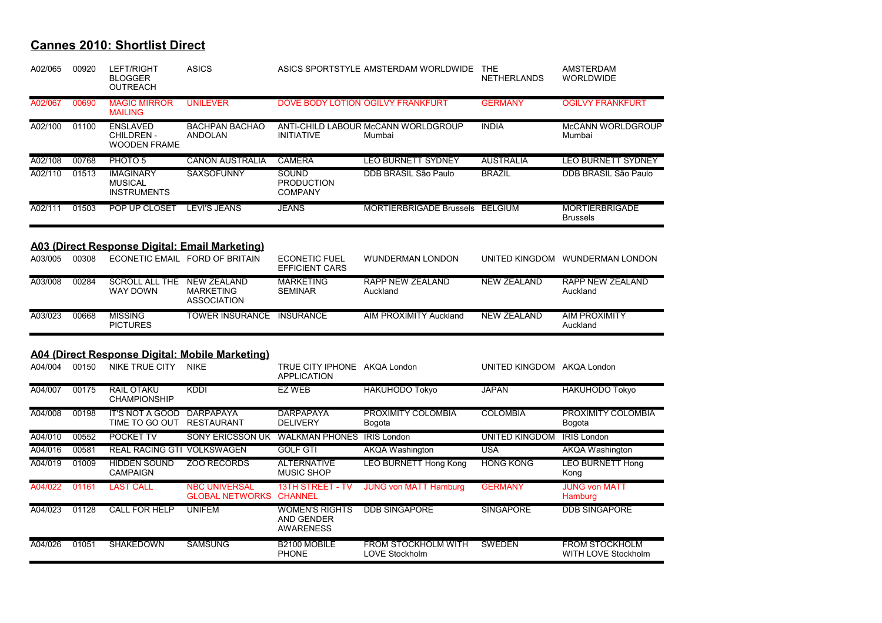## Cannes 2010: Shortlist Direct

| | | | | | | | |
|---|---|---|---|---|---|---|---|
| A02/065 | 00920 | LEFT/RIGHT BLOGGER OUTREACH | ASICS | ASICS SPORTSTYLE | AMSTERDAM WORLDWIDE | THE NETHERLANDS | AMSTERDAM WORLDWIDE |
| A02/067 | 00690 | MAGIC MIRROR MAILING | UNILEVER | DOVE BODY LOTION | OGILVY FRANKFURT | GERMANY | OGILVY FRANKFURT |
| A02/100 | 01100 | ENSLAVED CHILDREN - WOODEN FRAME | BACHPAN BACHAO ANDOLAN | ANTI-CHILD LABOUR INITIATIVE | McCANN WORLDGROUP Mumbai | INDIA | McCANN WORLDGROUP Mumbai |
| A02/108 | 00768 | PHOTO 5 | CANON AUSTRALIA | CAMERA | LEO BURNETT SYDNEY | AUSTRALIA | LEO BURNETT SYDNEY |
| A02/110 | 01513 | IMAGINARY MUSICAL INSTRUMENTS | SAXSOFUNNY | SOUND PRODUCTION COMPANY | DDB BRASIL São Paulo | BRAZIL | DDB BRASIL São Paulo |
| A02/111 | 01503 | POP UP CLOSET | LEVI'S JEANS | JEANS | MORTIERBRIGADE Brussels | BELGIUM | MORTIERBRIGADE Brussels |

### A03 (Direct Response Digital: Email Marketing)

| | | | | | | | |
|---|---|---|---|---|---|---|---|
| A03/005 | 00308 | ECONETIC EMAIL | FORD OF BRITAIN | ECONETIC FUEL EFFICIENT CARS | WUNDERMAN LONDON | UNITED KINGDOM | WUNDERMAN LONDON |
| A03/008 | 00284 | SCROLL ALL THE WAY DOWN | NEW ZEALAND MARKETING ASSOCIATION | MARKETING SEMINAR | RAPP NEW ZEALAND Auckland | NEW ZEALAND | RAPP NEW ZEALAND Auckland |
| A03/023 | 00668 | MISSING PICTURES | TOWER INSURANCE | INSURANCE | AIM PROXIMITY Auckland | NEW ZEALAND | AIM PROXIMITY Auckland |

### A04 (Direct Response Digital: Mobile Marketing)

| | | | | | | | |
|---|---|---|---|---|---|---|---|
| A04/004 | 00150 | NIKE TRUE CITY | NIKE | TRUE CITY IPHONE APPLICATION | AKQA London | UNITED KINGDOM | AKQA London |
| A04/007 | 00175 | RAIL OTAKU CHAMPIONSHIP | KDDI | EZ WEB | HAKUHODO Tokyo | JAPAN | HAKUHODO Tokyo |
| A04/008 | 00198 | IT'S NOT A GOOD TIME TO GO OUT | DARPAPAYA RESTAURANT | DARPAPAYA DELIVERY | PROXIMITY COLOMBIA Bogota | COLOMBIA | PROXIMITY COLOMBIA Bogota |
| A04/010 | 00552 | POCKET TV | SONY ERICSSON UK | WALKMAN PHONES | IRIS London | UNITED KINGDOM | IRIS London |
| A04/016 | 00581 | REAL RACING GTI | VOLKSWAGEN | GOLF GTI | AKQA Washington | USA | AKQA Washington |
| A04/019 | 01009 | HIDDEN SOUND CAMPAIGN | ZOO RECORDS | ALTERNATIVE MUSIC SHOP | LEO BURNETT Hong Kong | HONG KONG | LEO BURNETT Hong Kong |
| A04/022 | 01161 | LAST CALL | NBC UNIVERSAL GLOBAL NETWORKS | 13TH STREET - TV CHANNEL | JUNG von MATT Hamburg | GERMANY | JUNG von MATT Hamburg |
| A04/023 | 01128 | CALL FOR HELP | UNIFEM | WOMEN'S RIGHTS AND GENDER AWARENESS | DDB SINGAPORE | SINGAPORE | DDB SINGAPORE |
| A04/026 | 01051 | SHAKEDOWN | SAMSUNG | B2100 MOBILE PHONE | FROM STOCKHOLM WITH LOVE Stockholm | SWEDEN | FROM STOCKHOLM WITH LOVE Stockholm |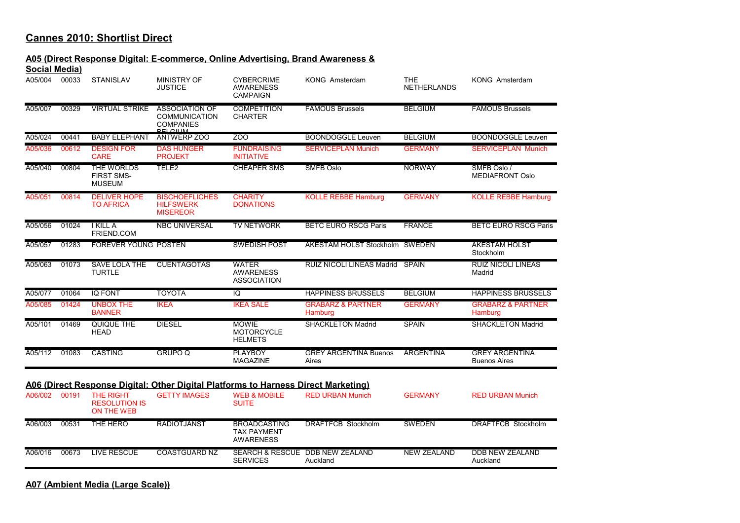## Cannes 2010: Shortlist Direct

### A05 (Direct Response Digital: E-commerce, Online Advertising, Brand Awareness & Social Media)

| | | | | | | | |
|---|---|---|---|---|---|---|---|
| A05/004 | 00033 | STANISLAV | MINISTRY OF JUSTICE | CYBERCRIME AWARENESS CAMPAIGN | KONG Amsterdam | THE NETHERLANDS | KONG Amsterdam |
| A05/007 | 00329 | VIRTUAL STRIKE | ASSOCIATION OF COMMUNICATION COMPANIES BELGIUM | COMPETITION CHARTER | FAMOUS Brussels | BELGIUM | FAMOUS Brussels |
| A05/024 | 00441 | BABY ELEPHANT | ANTWERP ZOO | ZOO | BOONDOGGLE Leuven | BELGIUM | BOONDOGGLE Leuven |
| A05/036 | 00612 | DESIGN FOR CARE | DAS HUNGER PROJEKT | FUNDRAISING INITIATIVE | SERVICEPLAN Munich | GERMANY | SERVICEPLAN Munich |
| A05/040 | 00804 | THE WORLDS FIRST SMS-MUSEUM | TELE2 | CHEAPER SMS | SMFB Oslo | NORWAY | SMFB Oslo / MEDIAFRONT Oslo |
| A05/051 | 00814 | DELIVER HOPE TO AFRICA | BISCHOEFLICHES HILFSWERK MISEREOR | CHARITY DONATIONS | KOLLE REBBE Hamburg | GERMANY | KOLLE REBBE Hamburg |
| A05/056 | 01024 | I KILL A FRIEND.COM | NBC UNIVERSAL | TV NETWORK | BETC EURO RSCG Paris | FRANCE | BETC EURO RSCG Paris |
| A05/057 | 01283 | FOREVER YOUNG | POSTEN | SWEDISH POST | ÅKESTAM HOLST Stockholm | SWEDEN | ÅKESTAM HOLST Stockholm |
| A05/063 | 01073 | SAVE LOLA THE TURTLE | CUENTAGOTAS | WATER AWARENESS ASSOCIATION | RUIZ NICOLI LINEAS Madrid | SPAIN | RUIZ NICOLI LINEAS Madrid |
| A05/077 | 01064 | IQ FONT | TOYOTA | IQ | HAPPINESS BRUSSELS | BELGIUM | HAPPINESS BRUSSELS |
| A05/085 | 01424 | UNBOX THE BANNER | IKEA | IKEA SALE | GRABARZ & PARTNER Hamburg | GERMANY | GRABARZ & PARTNER Hamburg |
| A05/101 | 01469 | QUIQUE THE HEAD | DIESEL | MOWIE MOTORCYCLE HELMETS | SHACKLETON Madrid | SPAIN | SHACKLETON Madrid |
| A05/112 | 01083 | CASTING | GRUPO Q | PLAYBOY MAGAZINE | GREY ARGENTINA Buenos Aires | ARGENTINA | GREY ARGENTINA Buenos Aires |

### A06 (Direct Response Digital: Other Digital Platforms to Harness Direct Marketing)

| | | | | | | | |
|---|---|---|---|---|---|---|---|
| A06/002 | 00191 | THE RIGHT RESOLUTION IS ON THE WEB | GETTY IMAGES | WEB & MOBILE SUITE | RED URBAN Munich | GERMANY | RED URBAN Munich |
| A06/003 | 00531 | THE HERO | RADIOTJANST | BROADCASTING TAX PAYMENT AWARENESS | DRAFTFCB Stockholm | SWEDEN | DRAFTFCB Stockholm |
| A06/016 | 00673 | LIVE RESCUE | COASTGUARD NZ | SEARCH & RESCUE SERVICES | DDB NEW ZEALAND Auckland | NEW ZEALAND | DDB NEW ZEALAND Auckland |

### A07 (Ambient Media (Large Scale))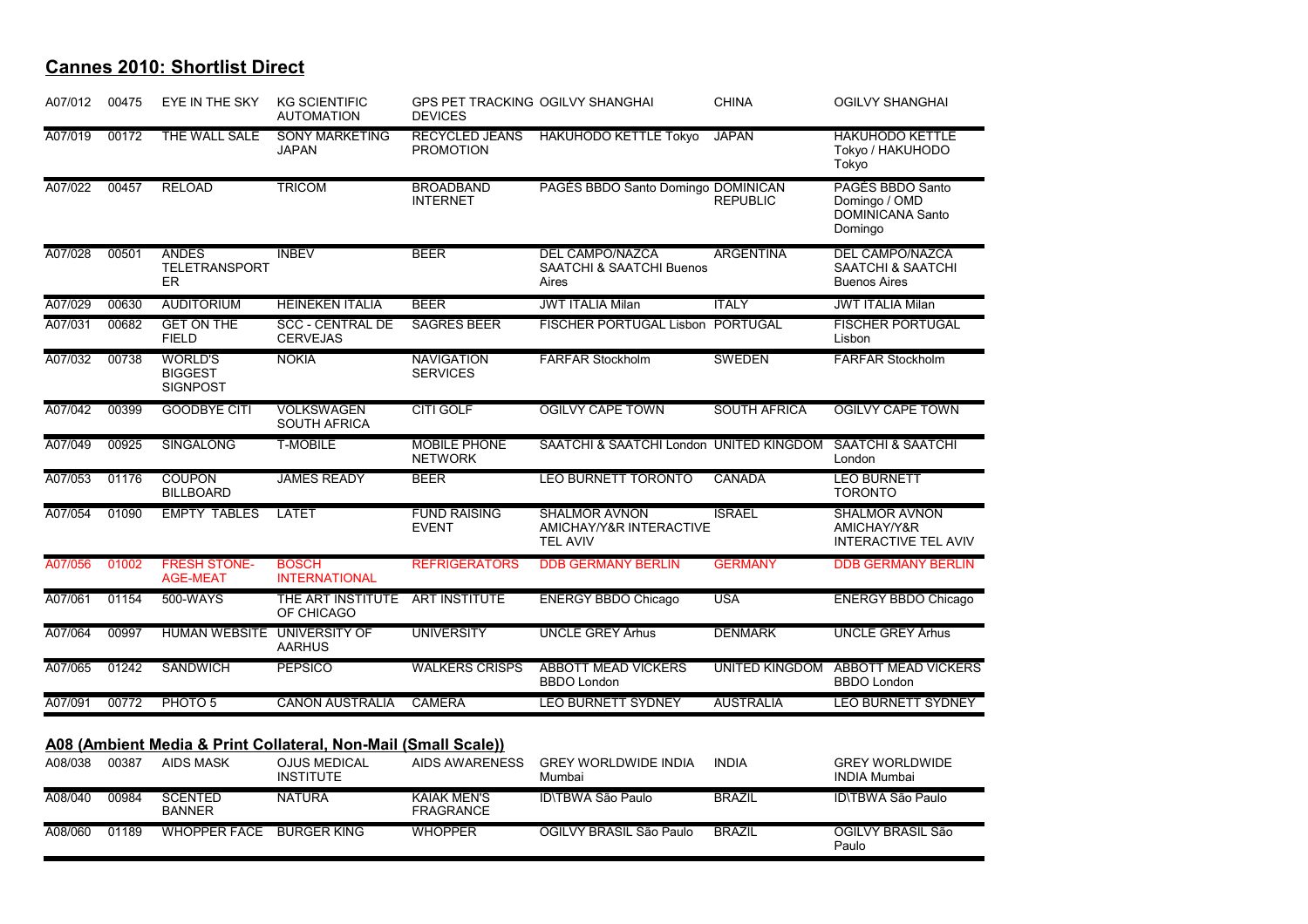## Cannes 2010: Shortlist Direct

| | | | | | | | |
|---|---|---|---|---|---|---|---|
| A07/012 | 00475 | EYE IN THE SKY | KG SCIENTIFIC AUTOMATION | GPS PET TRACKING DEVICES | OGILVY SHANGHAI | CHINA | OGILVY SHANGHAI |
| A07/019 | 00172 | THE WALL SALE | SONY MARKETING JAPAN | RECYCLED JEANS PROMOTION | HAKUHODO KETTLE Tokyo | JAPAN | HAKUHODO KETTLE Tokyo / HAKUHODO Tokyo |
| A07/022 | 00457 | RELOAD | TRICOM | BROADBAND INTERNET | PAGÉS BBDO Santo Domingo | DOMINICAN REPUBLIC | PAGÉS BBDO Santo Domingo / OMD DOMINICANA Santo Domingo |
| A07/028 | 00501 | ANDES TELETRANSPORTER | INBEV | BEER | DEL CAMPO/NAZCA SAATCHI & SAATCHI Buenos Aires | ARGENTINA | DEL CAMPO/NAZCA SAATCHI & SAATCHI Buenos Aires |
| A07/029 | 00630 | AUDITORIUM | HEINEKEN ITALIA | BEER | JWT ITALIA Milan | ITALY | JWT ITALIA Milan |
| A07/031 | 00682 | GET ON THE FIELD | SCC - CENTRAL DE CERVEJAS | SAGRES BEER | FISCHER PORTUGAL Lisbon | PORTUGAL | FISCHER PORTUGAL Lisbon |
| A07/032 | 00738 | WORLD'S BIGGEST SIGNPOST | NOKIA | NAVIGATION SERVICES | FARFAR Stockholm | SWEDEN | FARFAR Stockholm |
| A07/042 | 00399 | GOODBYE CITI | VOLKSWAGEN SOUTH AFRICA | CITI GOLF | OGILVY CAPE TOWN | SOUTH AFRICA | OGILVY CAPE TOWN |
| A07/049 | 00925 | SINGALONG | T-MOBILE | MOBILE PHONE NETWORK | SAATCHI & SAATCHI London | UNITED KINGDOM | SAATCHI & SAATCHI London |
| A07/053 | 01176 | COUPON BILLBOARD | JAMES READY | BEER | LEO BURNETT TORONTO | CANADA | LEO BURNETT TORONTO |
| A07/054 | 01090 | EMPTY TABLES | LATET | FUND RAISING EVENT | SHALMOR AVNON AMICHAY/Y&R INTERACTIVE TEL AVIV | ISRAEL | SHALMOR AVNON AMICHAY/Y&R INTERACTIVE TEL AVIV |
| A07/056 | 01002 | FRESH STONE-AGE-MEAT | BOSCH INTERNATIONAL | REFRIGERATORS | DDB GERMANY BERLIN | GERMANY | DDB GERMANY BERLIN |
| A07/061 | 01154 | 500-WAYS | THE ART INSTITUTE OF CHICAGO | ART INSTITUTE | ENERGY BBDO Chicago | USA | ENERGY BBDO Chicago |
| A07/064 | 00997 | HUMAN WEBSITE | UNIVERSITY OF AARHUS | UNIVERSITY | UNCLE GREY Århus | DENMARK | UNCLE GREY Århus |
| A07/065 | 01242 | SANDWICH | PEPSICO | WALKERS CRISPS | ABBOTT MEAD VICKERS BBDO London | UNITED KINGDOM | ABBOTT MEAD VICKERS BBDO London |
| A07/091 | 00772 | PHOTO 5 | CANON AUSTRALIA | CAMERA | LEO BURNETT SYDNEY | AUSTRALIA | LEO BURNETT SYDNEY |

## A08 (Ambient Media & Print Collateral, Non-Mail (Small Scale))

| | | | | | | | |
|---|---|---|---|---|---|---|---|
| A08/038 | 00387 | AIDS MASK | OJUS MEDICAL INSTITUTE | AIDS AWARENESS | GREY WORLDWIDE INDIA Mumbai | INDIA | GREY WORLDWIDE INDIA Mumbai |
| A08/040 | 00984 | SCENTED BANNER | NATURA | KAIAK MEN'S FRAGRANCE | ID\TBWA São Paulo | BRAZIL | ID\TBWA São Paulo |
| A08/060 | 01189 | WHOPPER FACE | BURGER KING | WHOPPER | OGILVY BRASIL São Paulo | BRAZIL | OGILVY BRASIL São Paulo |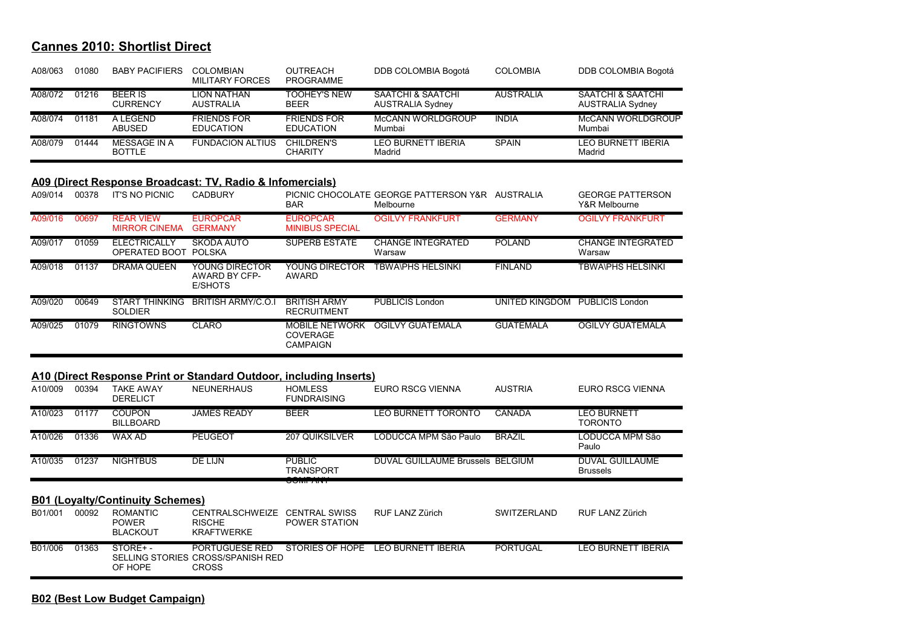## Cannes 2010: Shortlist Direct

| | | | | | | | |
|---|---|---|---|---|---|---|---|
| A08/063 | 01080 | BABY PACIFIERS | COLOMBIAN MILITARY FORCES | OUTREACH PROGRAMME | DDB COLOMBIA Bogotá | COLOMBIA | DDB COLOMBIA Bogotá |
| A08/072 | 01216 | BEER IS CURRENCY | LION NATHAN AUSTRALIA | TOOHEY'S NEW BEER | SAATCHI & SAATCHI AUSTRALIA Sydney | AUSTRALIA | SAATCHI & SAATCHI AUSTRALIA Sydney |
| A08/074 | 01181 | A LEGEND ABUSED | FRIENDS FOR EDUCATION | FRIENDS FOR EDUCATION | McCANN WORLDGROUP Mumbai | INDIA | McCANN WORLDGROUP Mumbai |
| A08/079 | 01444 | MESSAGE IN A BOTTLE | FUNDACION ALTIUS | CHILDREN'S CHARITY | LEO BURNETT IBERIA Madrid | SPAIN | LEO BURNETT IBERIA Madrid |

### A09 (Direct Response Broadcast: TV, Radio & Infomercials)

| | | | | | | | |
|---|---|---|---|---|---|---|---|
| A09/014 | 00378 | IT'S NO PICNIC | CADBURY | PICNIC CHOCOLATE BAR | GEORGE PATTERSON Y&R Melbourne | AUSTRALIA | GEORGE PATTERSON Y&R Melbourne |
| A09/016 | 00697 | REAR VIEW MIRROR CINEMA | EUROPCAR GERMANY | EUROPCAR MINIBUS SPECIAL | OGILVY FRANKFURT | GERMANY | OGILVY FRANKFURT |
| A09/017 | 01059 | ELECTRICALLY OPERATED BOOT | SKODA AUTO POLSKA | SUPERB ESTATE | CHANGE INTEGRATED Warsaw | POLAND | CHANGE INTEGRATED Warsaw |
| A09/018 | 01137 | DRAMA QUEEN | YOUNG DIRECTOR AWARD BY CFP-E/SHOTS | YOUNG DIRECTOR AWARD | TBWA\PHS HELSINKI | FINLAND | TBWA\PHS HELSINKI |
| A09/020 | 00649 | START THINKING SOLDIER | BRITISH ARMY/C.O.I | BRITISH ARMY RECRUITMENT | PUBLICIS London | UNITED KINGDOM | PUBLICIS London |
| A09/025 | 01079 | RINGTOWNS | CLARO | MOBILE NETWORK COVERAGE CAMPAIGN | OGILVY GUATEMALA | GUATEMALA | OGILVY GUATEMALA |

### A10 (Direct Response Print or Standard Outdoor, including Inserts)

| | | | | | | | |
|---|---|---|---|---|---|---|---|
| A10/009 | 00394 | TAKE AWAY DERELICT | NEUNERHAUS | HOMLESS FUNDRAISING | EURO RSCG VIENNA | AUSTRIA | EURO RSCG VIENNA |
| A10/023 | 01177 | COUPON BILLBOARD | JAMES READY | BEER | LEO BURNETT TORONTO | CANADA | LEO BURNETT TORONTO |
| A10/026 | 01336 | WAX AD | PEUGEOT | 207 QUIKSILVER | LODUCCA MPM São Paulo | BRAZIL | LODUCCA MPM São Paulo |
| A10/035 | 01237 | NIGHTBUS | DE LIJN | PUBLIC TRANSPORT COMPANY | DUVAL GUILLAUME Brussels | BELGIUM | DUVAL GUILLAUME Brussels |

### B01 (Loyalty/Continuity Schemes)

| | | | | | | | |
|---|---|---|---|---|---|---|---|
| B01/001 | 00092 | ROMANTIC POWER BLACKOUT | CENTRALSCHWEIZERISCHE KRAFTWERKE | CENTRAL SWISS POWER STATION | RUF LANZ Zürich | SWITZERLAND | RUF LANZ Zürich |
| B01/006 | 01363 | STORE+ - SELLING STORIES OF HOPE | PORTUGUESE RED CROSS/SPANISH RED CROSS | STORIES OF HOPE | LEO BURNETT IBERIA | PORTUGAL | LEO BURNETT IBERIA |

### B02 (Best Low Budget Campaign)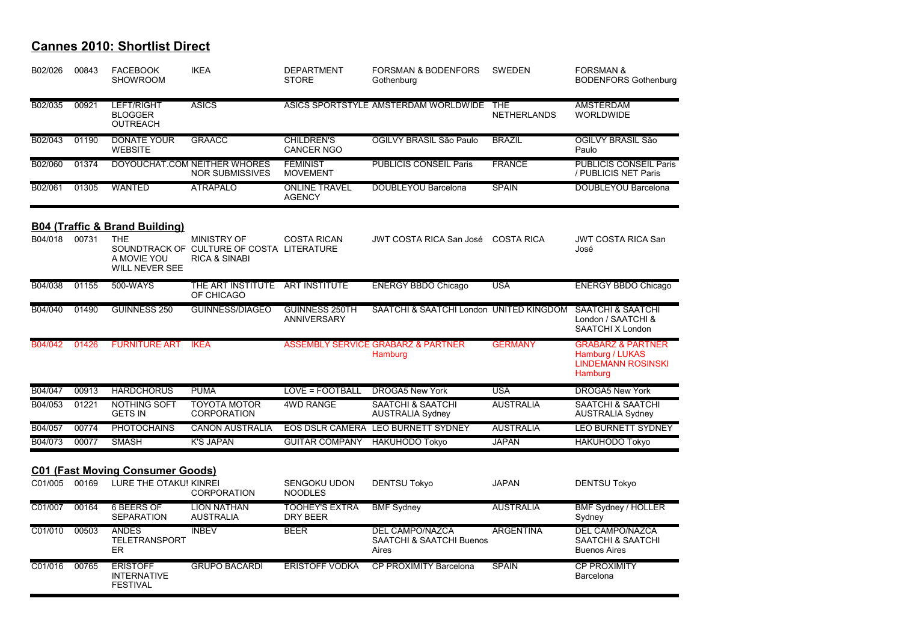## Cannes 2010: Shortlist Direct

| | | | | | | | |
|---|---|---|---|---|---|---|---|
| B02/026 | 00843 | FACEBOOK SHOWROOM | IKEA | DEPARTMENT STORE | FORSMAN & BODENFORS Gothenburg | SWEDEN | FORSMAN & BODENFORS Gothenburg |
| B02/035 | 00921 | LEFT/RIGHT BLOGGER OUTREACH | ASICS | ASICS SPORTSTYLE | AMSTERDAM WORLDWIDE | THE NETHERLANDS | AMSTERDAM WORLDWIDE |
| B02/043 | 01190 | DONATE YOUR WEBSITE | GRAACC | CHILDREN'S CANCER NGO | OGILVY BRASIL São Paulo | BRAZIL | OGILVY BRASIL São Paulo |
| B02/060 | 01374 | DOYOUCHAT.COM | NEITHER WHORES NOR SUBMISSIVES | FEMINIST MOVEMENT | PUBLICIS CONSEIL Paris | FRANCE | PUBLICIS CONSEIL Paris / PUBLICIS NET Paris |
| B02/061 | 01305 | WANTED | ATRAPALO | ONLINE TRAVEL AGENCY | DOUBLEYOU Barcelona | SPAIN | DOUBLEYOU Barcelona |

### B04 (Traffic & Brand Building)

| | | | | | | | |
|---|---|---|---|---|---|---|---|
| B04/018 | 00731 | THE SOUNDTRACK OF A MOVIE YOU WILL NEVER SEE | MINISTRY OF CULTURE OF COSTA RICA & SINABI | COSTA RICAN LITERATURE | JWT COSTA RICA San José | COSTA RICA | JWT COSTA RICA San José |
| B04/038 | 01155 | 500-WAYS | THE ART INSTITUTE OF CHICAGO | ART INSTITUTE | ENERGY BBDO Chicago | USA | ENERGY BBDO Chicago |
| B04/040 | 01490 | GUINNESS 250 | GUINNESS/DIAGEO | GUINNESS 250TH ANNIVERSARY | SAATCHI & SAATCHI London | UNITED KINGDOM | SAATCHI & SAATCHI London / SAATCHI & SAATCHI X London |
| B04/042 | 01426 | FURNITURE ART | IKEA | ASSEMBLY SERVICE | GRABARZ & PARTNER Hamburg | GERMANY | GRABARZ & PARTNER Hamburg / LUKAS LINDEMANN ROSINSKI Hamburg |
| B04/047 | 00913 | HARDCHORUS | PUMA | LOVE = FOOTBALL | DROGA5 New York | USA | DROGA5 New York |
| B04/053 | 01221 | NOTHING SOFT GETS IN | TOYOTA MOTOR CORPORATION | 4WD RANGE | SAATCHI & SAATCHI AUSTRALIA Sydney | AUSTRALIA | SAATCHI & SAATCHI AUSTRALIA Sydney |
| B04/057 | 00774 | PHOTOCHAINS | CANON AUSTRALIA | EOS DSLR CAMERA | LEO BURNETT SYDNEY | AUSTRALIA | LEO BURNETT SYDNEY |
| B04/073 | 00077 | SMASH | K'S JAPAN | GUITAR COMPANY | HAKUHODO Tokyo | JAPAN | HAKUHODO Tokyo |

### C01 (Fast Moving Consumer Goods)

| | | | | | | | |
|---|---|---|---|---|---|---|---|
| C01/005 | 00169 | LURE THE OTAKU! | KINREI CORPORATION | SENGOKU UDON NOODLES | DENTSU Tokyo | JAPAN | DENTSU Tokyo |
| C01/007 | 00164 | 6 BEERS OF SEPARATION | LION NATHAN AUSTRALIA | TOOHEY'S EXTRA DRY BEER | BMF Sydney | AUSTRALIA | BMF Sydney / HOLLER Sydney |
| C01/010 | 00503 | ANDES TELETRANSPORTER | INBEV | BEER | DEL CAMPO/NAZCA SAATCHI & SAATCHI Buenos Aires | ARGENTINA | DEL CAMPO/NAZCA SAATCHI & SAATCHI Buenos Aires |
| C01/016 | 00765 | ERISTOFF INTERNATIVE FESTIVAL | GRUPO BACARDI | ERISTOFF VODKA | CP PROXIMITY Barcelona | SPAIN | CP PROXIMITY Barcelona |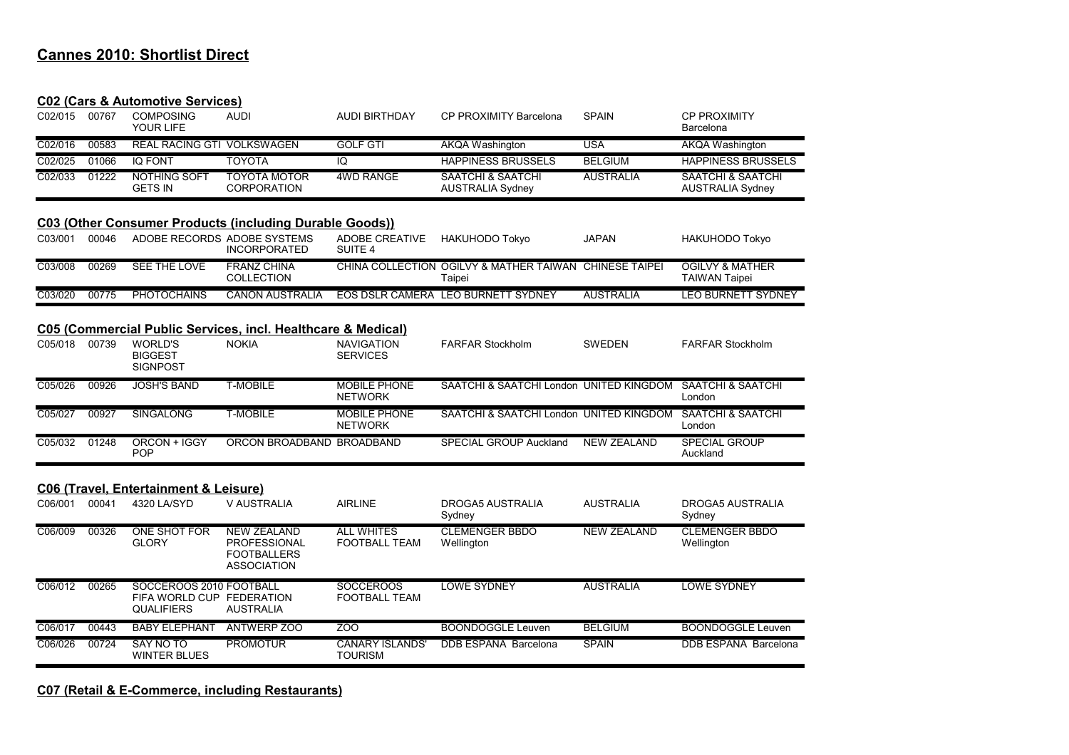# Cannes 2010: Shortlist Direct

## C02 (Cars & Automotive Services)

| | | | | | | | |
|---|---|---|---|---|---|---|---|
| C02/015 | 00767 | COMPOSING YOUR LIFE | AUDI | AUDI BIRTHDAY | CP PROXIMITY Barcelona | SPAIN | CP PROXIMITY Barcelona |
| C02/016 | 00583 | REAL RACING GTI | VOLKSWAGEN | GOLF GTI | AKQA Washington | USA | AKQA Washington |
| C02/025 | 01066 | IQ FONT | TOYOTA | IQ | HAPPINESS BRUSSELS | BELGIUM | HAPPINESS BRUSSELS |
| C02/033 | 01222 | NOTHING SOFT GETS IN | TOYOTA MOTOR CORPORATION | 4WD RANGE | SAATCHI & SAATCHI AUSTRALIA Sydney | AUSTRALIA | SAATCHI & SAATCHI AUSTRALIA Sydney |

## C03 (Other Consumer Products (including Durable Goods))

| | | | | | | | |
|---|---|---|---|---|---|---|---|
| C03/001 | 00046 | ADOBE RECORDS | ADOBE SYSTEMS INCORPORATED | ADOBE CREATIVE SUITE 4 | HAKUHODO Tokyo | JAPAN | HAKUHODO Tokyo |
| C03/008 | 00269 | SEE THE LOVE | FRANZ CHINA COLLECTION | CHINA COLLECTION | OGILVY & MATHER TAIWAN Taipei | CHINESE TAIPEI | OGILVY & MATHER TAIWAN Taipei |
| C03/020 | 00775 | PHOTOCHAINS | CANON AUSTRALIA | EOS DSLR CAMERA | LEO BURNETT SYDNEY | AUSTRALIA | LEO BURNETT SYDNEY |

## C05 (Commercial Public Services, incl. Healthcare & Medical)

| | | | | | | | |
|---|---|---|---|---|---|---|---|
| C05/018 | 00739 | WORLD'S BIGGEST SIGNPOST | NOKIA | NAVIGATION SERVICES | FARFAR Stockholm | SWEDEN | FARFAR Stockholm |
| C05/026 | 00926 | JOSH'S BAND | T-MOBILE | MOBILE PHONE NETWORK | SAATCHI & SAATCHI London | UNITED KINGDOM | SAATCHI & SAATCHI London |
| C05/027 | 00927 | SINGALONG | T-MOBILE | MOBILE PHONE NETWORK | SAATCHI & SAATCHI London | UNITED KINGDOM | SAATCHI & SAATCHI London |
| C05/032 | 01248 | ORCON + IGGY POP | ORCON BROADBAND | BROADBAND | SPECIAL GROUP Auckland | NEW ZEALAND | SPECIAL GROUP Auckland |

## C06 (Travel, Entertainment & Leisure)

| | | | | | | | |
|---|---|---|---|---|---|---|---|
| C06/001 | 00041 | 4320 LA/SYD | V AUSTRALIA | AIRLINE | DROGA5 AUSTRALIA Sydney | AUSTRALIA | DROGA5 AUSTRALIA Sydney |
| C06/009 | 00326 | ONE SHOT FOR GLORY | NEW ZEALAND PROFESSIONAL FOOTBALLERS ASSOCIATION | ALL WHITES FOOTBALL TEAM | CLEMENGER BBDO Wellington | NEW ZEALAND | CLEMENGER BBDO Wellington |
| C06/012 | 00265 | SOCCEROOS 2010 FIFA WORLD CUP QUALIFIERS | FOOTBALL FEDERATION AUSTRALIA | SOCCEROOS FOOTBALL TEAM | LOWE SYDNEY | AUSTRALIA | LOWE SYDNEY |
| C06/017 | 00443 | BABY ELEPHANT | ANTWERP ZOO | ZOO | BOONDOGGLE Leuven | BELGIUM | BOONDOGGLE Leuven |
| C06/026 | 00724 | SAY NO TO WINTER BLUES | PROMOTUR | CANARY ISLANDS' TOURISM | DDB ESPAÑA Barcelona | SPAIN | DDB ESPAÑA Barcelona |

## C07 (Retail & E-Commerce, including Restaurants)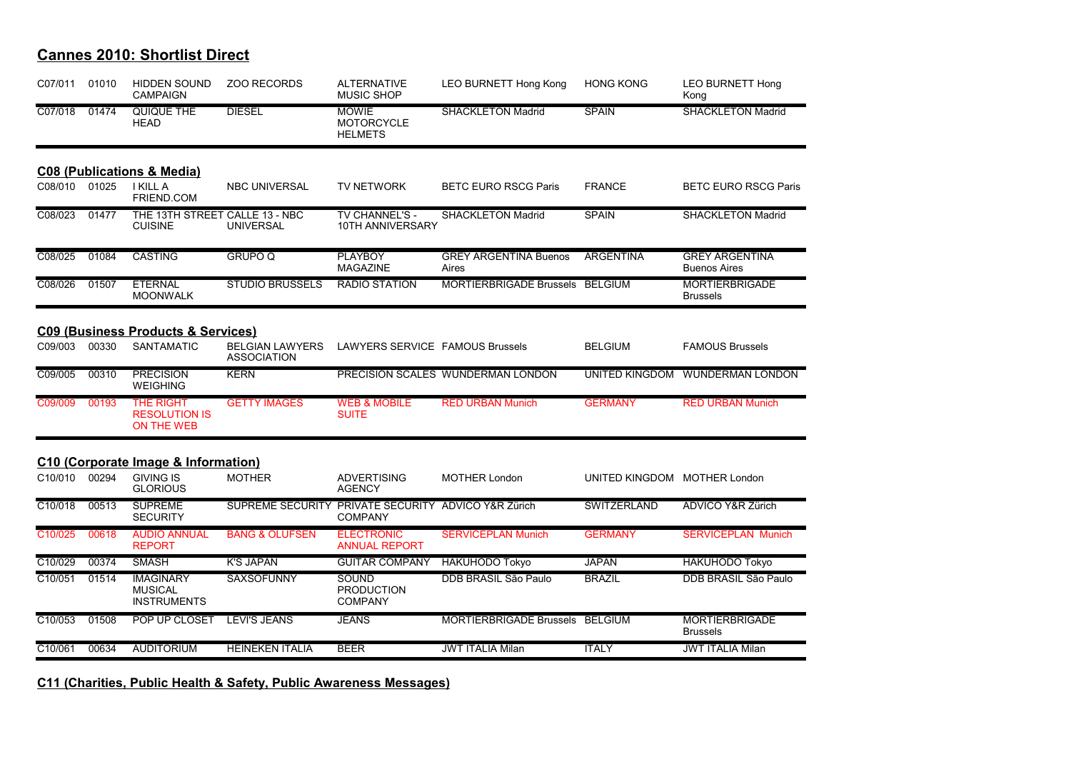## Cannes 2010: Shortlist Direct

| | | | | | | | |
|---|---|---|---|---|---|---|---|
| C07/011 | 01010 | HIDDEN SOUND CAMPAIGN | ZOO RECORDS | ALTERNATIVE MUSIC SHOP | LEO BURNETT Hong Kong | HONG KONG | LEO BURNETT Hong Kong |
| C07/018 | 01474 | QUIQUE THE HEAD | DIESEL | MOWIE MOTORCYCLE HELMETS | SHACKLETON Madrid | SPAIN | SHACKLETON Madrid |

### C08 (Publications & Media)

| | | | | | | | |
|---|---|---|---|---|---|---|---|
| C08/010 | 01025 | I KILL A FRIEND.COM | NBC UNIVERSAL | TV NETWORK | BETC EURO RSCG Paris | FRANCE | BETC EURO RSCG Paris |
| C08/023 | 01477 | THE 13TH STREET CUISINE | CALLE 13 - NBC UNIVERSAL | TV CHANNEL'S - 10TH ANNIVERSARY | SHACKLETON Madrid | SPAIN | SHACKLETON Madrid |
| C08/025 | 01084 | CASTING | GRUPO Q | PLAYBOY MAGAZINE | GREY ARGENTINA Buenos Aires | ARGENTINA | GREY ARGENTINA Buenos Aires |
| C08/026 | 01507 | ETERNAL MOONWALK | STUDIO BRUSSELS | RADIO STATION | MORTIERBRIGADE Brussels | BELGIUM | MORTIERBRIGADE Brussels |

### C09 (Business Products & Services)

| | | | | | | | |
|---|---|---|---|---|---|---|---|
| C09/003 | 00330 | SANTAMATIC | BELGIAN LAWYERS ASSOCIATION | LAWYERS SERVICE | FAMOUS Brussels | BELGIUM | FAMOUS Brussels |
| C09/005 | 00310 | PRECISION WEIGHING | KERN | PRECISION SCALES | WUNDERMAN LONDON | UNITED KINGDOM | WUNDERMAN LONDON |
| C09/009 | 00193 | THE RIGHT RESOLUTION IS ON THE WEB | GETTY IMAGES | WEB & MOBILE SUITE | RED URBAN Munich | GERMANY | RED URBAN Munich |

### C10 (Corporate Image & Information)

| | | | | | | | |
|---|---|---|---|---|---|---|---|
| C10/010 | 00294 | GIVING IS GLORIOUS | MOTHER | ADVERTISING AGENCY | MOTHER London | UNITED KINGDOM | MOTHER London |
| C10/018 | 00513 | SUPREME SECURITY | SUPREME SECURITY | PRIVATE SECURITY COMPANY | ADVICO Y&R Zürich | SWITZERLAND | ADVICO Y&R Zürich |
| C10/025 | 00618 | AUDIO ANNUAL REPORT | BANG & OLUFSEN | ELECTRONIC ANNUAL REPORT | SERVICEPLAN Munich | GERMANY | SERVICEPLAN Munich |
| C10/029 | 00374 | SMASH | K'S JAPAN | GUITAR COMPANY | HAKUHODO Tokyo | JAPAN | HAKUHODO Tokyo |
| C10/051 | 01514 | IMAGINARY MUSICAL INSTRUMENTS | SAXSOFUNNY | SOUND PRODUCTION COMPANY | DDB BRASIL São Paulo | BRAZIL | DDB BRASIL São Paulo |
| C10/053 | 01508 | POP UP CLOSET | LEVI'S JEANS | JEANS | MORTIERBRIGADE Brussels | BELGIUM | MORTIERBRIGADE Brussels |
| C10/061 | 00634 | AUDITORIUM | HEINEKEN ITALIA | BEER | JWT ITALIA Milan | ITALY | JWT ITALIA Milan |

### C11 (Charities, Public Health & Safety, Public Awareness Messages)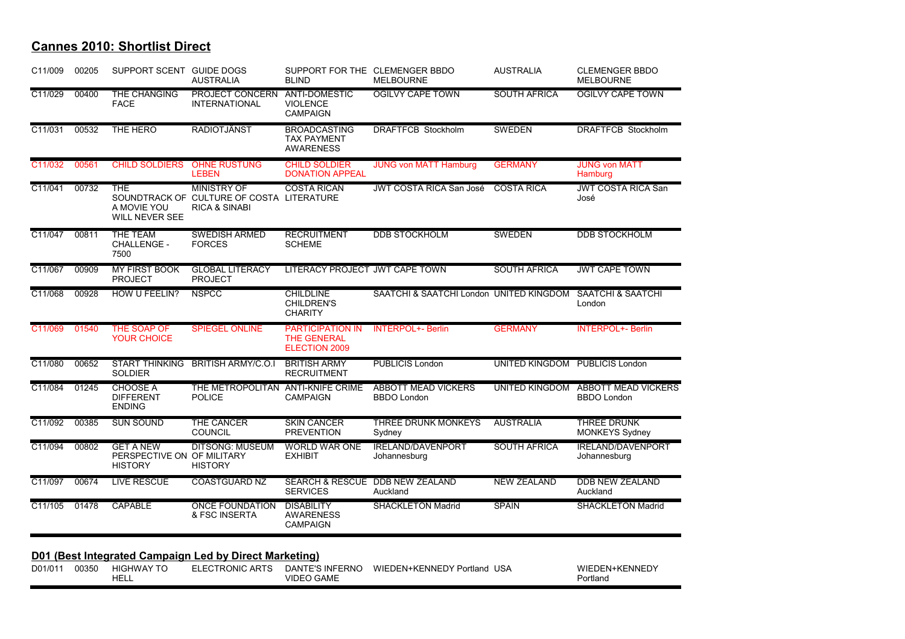## Cannes 2010: Shortlist Direct

| | | | | | | | |
|---|---|---|---|---|---|---|---|
| C11/009 | 00205 | SUPPORT SCENT | GUIDE DOGS AUSTRALIA | SUPPORT FOR THE BLIND | CLEMENGER BBDO MELBOURNE | AUSTRALIA | CLEMENGER BBDO MELBOURNE |
| C11/029 | 00400 | THE CHANGING FACE | PROJECT CONCERN INTERNATIONAL | ANTI-DOMESTIC VIOLENCE CAMPAIGN | OGILVY CAPE TOWN | SOUTH AFRICA | OGILVY CAPE TOWN |
| C11/031 | 00532 | THE HERO | RADIOTJÄNST | BROADCASTING TAX PAYMENT AWARENESS | DRAFTFCB Stockholm | SWEDEN | DRAFTFCB Stockholm |
| C11/032 | 00561 | CHILD SOLDIERS | OHNE RÜSTUNG LEBEN | CHILD SOLDIER DONATION APPEAL | JUNG von MATT Hamburg | GERMANY | JUNG von MATT Hamburg |
| C11/041 | 00732 | THE SOUNDTRACK OF A MOVIE YOU WILL NEVER SEE | MINISTRY OF CULTURE OF COSTA RICA & SINABI | COSTA RICAN LITERATURE | JWT COSTA RICA San José | COSTA RICA | JWT COSTA RICA San José |
| C11/047 | 00811 | THE TEAM CHALLENGE - 7500 | SWEDISH ARMED FORCES | RECRUITMENT SCHEME | DDB STOCKHOLM | SWEDEN | DDB STOCKHOLM |
| C11/067 | 00909 | MY FIRST BOOK PROJECT | GLOBAL LITERACY PROJECT | LITERACY PROJECT | JWT CAPE TOWN | SOUTH AFRICA | JWT CAPE TOWN |
| C11/068 | 00928 | HOW U FEELIN? | NSPCC | CHILDLINE CHILDREN'S CHARITY | SAATCHI & SAATCHI London | UNITED KINGDOM | SAATCHI & SAATCHI London |
| C11/069 | 01540 | THE SOAP OF YOUR CHOICE | SPIEGEL ONLINE | PARTICIPATION IN THE GENERAL ELECTION 2009 | INTERPOL+- Berlin | GERMANY | INTERPOL+- Berlin |
| C11/080 | 00652 | START THINKING SOLDIER | BRITISH ARMY/C.O.I | BRITISH ARMY RECRUITMENT | PUBLICIS London | UNITED KINGDOM | PUBLICIS London |
| C11/084 | 01245 | CHOOSE A DIFFERENT ENDING | THE METROPOLITAN POLICE | ANTI-KNIFE CRIME CAMPAIGN | ABBOTT MEAD VICKERS BBDO London | UNITED KINGDOM | ABBOTT MEAD VICKERS BBDO London |
| C11/092 | 00385 | SUN SOUND | THE CANCER COUNCIL | SKIN CANCER PREVENTION | THREE DRUNK MONKEYS Sydney | AUSTRALIA | THREE DRUNK MONKEYS Sydney |
| C11/094 | 00802 | GET A NEW PERSPECTIVE ON HISTORY | DITSONG: MUSEUM OF MILITARY HISTORY | WORLD WAR ONE EXHIBIT | IRELAND/DAVENPORT Johannesburg | SOUTH AFRICA | IRELAND/DAVENPORT Johannesburg |
| C11/097 | 00674 | LIVE RESCUE | COASTGUARD NZ | SEARCH & RESCUE SERVICES | DDB NEW ZEALAND Auckland | NEW ZEALAND | DDB NEW ZEALAND Auckland |
| C11/105 | 01478 | CAPABLE | ONCE FOUNDATION & FSC INSERTA | DISABILITY AWARENESS CAMPAIGN | SHACKLETON Madrid | SPAIN | SHACKLETON Madrid |

## D01 (Best Integrated Campaign Led by Direct Marketing)

| | | | | | | | |
|---|---|---|---|---|---|---|---|
| D01/011 | 00350 | HIGHWAY TO HELL | ELECTRONIC ARTS | DANTE'S INFERNO VIDEO GAME | WIEDEN+KENNEDY Portland | USA | WIEDEN+KENNEDY Portland |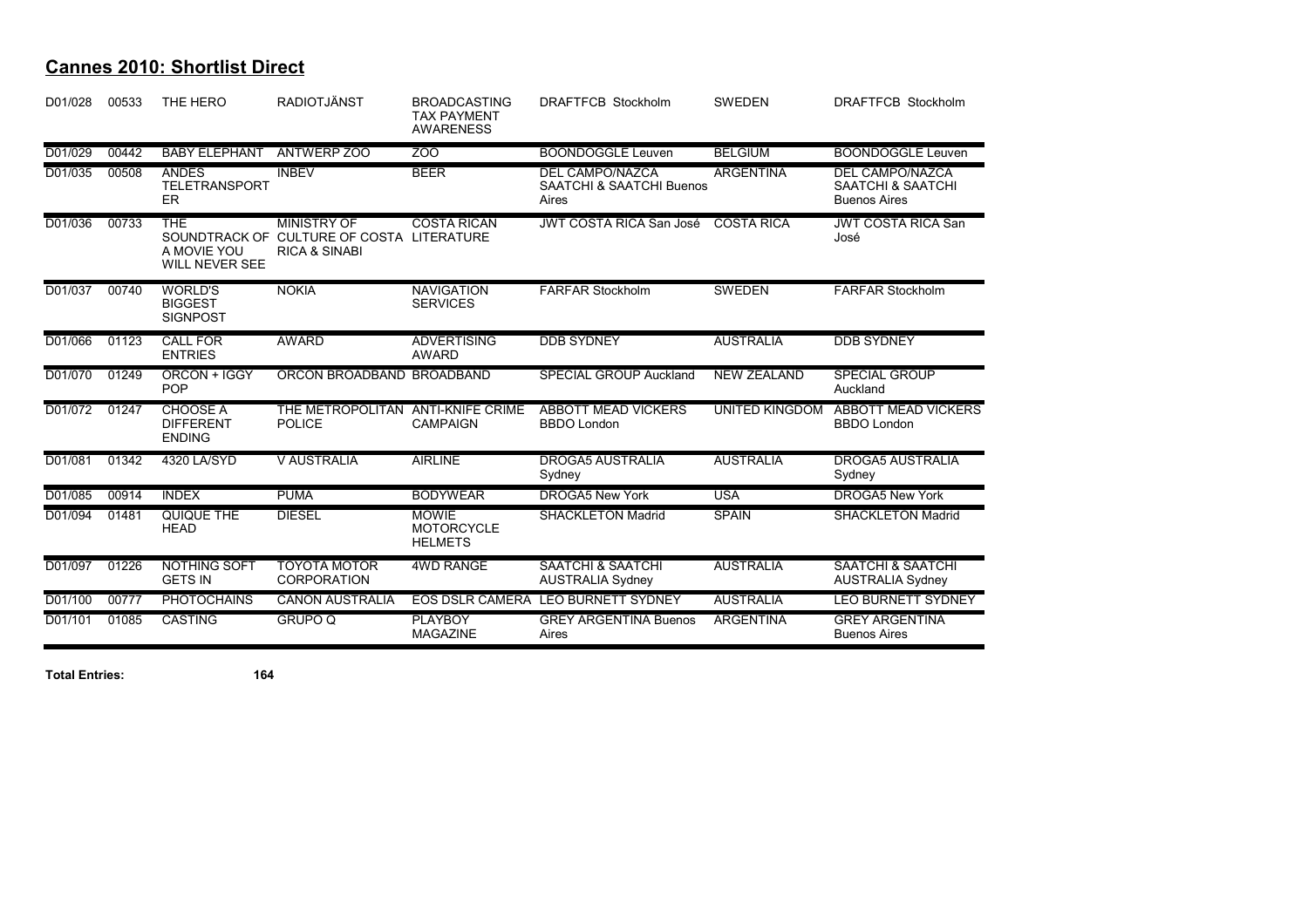## Cannes 2010: Shortlist Direct

| | | | | | | | |
|---|---|---|---|---|---|---|---|
| D01/028 | 00533 | THE HERO | RADIOTJÄNST | BROADCASTING TAX PAYMENT AWARENESS | DRAFTFCB Stockholm | SWEDEN | DRAFTFCB Stockholm |
| D01/029 | 00442 | BABY ELEPHANT | ANTWERP ZOO | ZOO | BOONDOGGLE Leuven | BELGIUM | BOONDOGGLE Leuven |
| D01/035 | 00508 | ANDES TELETRANSPORTER | INBEV | BEER | DEL CAMPO/NAZCA SAATCHI & SAATCHI Buenos Aires | ARGENTINA | DEL CAMPO/NAZCA SAATCHI & SAATCHI Buenos Aires |
| D01/036 | 00733 | THE SOUNDTRACK OF A MOVIE YOU WILL NEVER SEE | MINISTRY OF CULTURE OF COSTA RICA & SINABI | COSTA RICAN LITERATURE | JWT COSTA RICA San José | COSTA RICA | JWT COSTA RICA San José |
| D01/037 | 00740 | WORLD'S BIGGEST SIGNPOST | NOKIA | NAVIGATION SERVICES | FARFAR Stockholm | SWEDEN | FARFAR Stockholm |
| D01/066 | 01123 | CALL FOR ENTRIES | AWARD | ADVERTISING AWARD | DDB SYDNEY | AUSTRALIA | DDB SYDNEY |
| D01/070 | 01249 | ORCON + IGGY POP | ORCON BROADBAND | BROADBAND | SPECIAL GROUP Auckland | NEW ZEALAND | SPECIAL GROUP Auckland |
| D01/072 | 01247 | CHOOSE A DIFFERENT ENDING | THE METROPOLITAN POLICE | ANTI-KNIFE CRIME CAMPAIGN | ABBOTT MEAD VICKERS BBDO London | UNITED KINGDOM | ABBOTT MEAD VICKERS BBDO London |
| D01/081 | 01342 | 4320 LA/SYD | V AUSTRALIA | AIRLINE | DROGA5 AUSTRALIA Sydney | AUSTRALIA | DROGA5 AUSTRALIA Sydney |
| D01/085 | 00914 | INDEX | PUMA | BODYWEAR | DROGA5 New York | USA | DROGA5 New York |
| D01/094 | 01481 | QUIQUE THE HEAD | DIESEL | MOWIE MOTORCYCLE HELMETS | SHACKLETON Madrid | SPAIN | SHACKLETON Madrid |
| D01/097 | 01226 | NOTHING SOFT GETS IN | TOYOTA MOTOR CORPORATION | 4WD RANGE | SAATCHI & SAATCHI AUSTRALIA Sydney | AUSTRALIA | SAATCHI & SAATCHI AUSTRALIA Sydney |
| D01/100 | 00777 | PHOTOCHAINS | CANON AUSTRALIA | EOS DSLR CAMERA | LEO BURNETT SYDNEY | AUSTRALIA | LEO BURNETT SYDNEY |
| D01/101 | 01085 | CASTING | GRUPO Q | PLAYBOY MAGAZINE | GREY ARGENTINA Buenos Aires | ARGENTINA | GREY ARGENTINA Buenos Aires |

**Total Entries:** 164